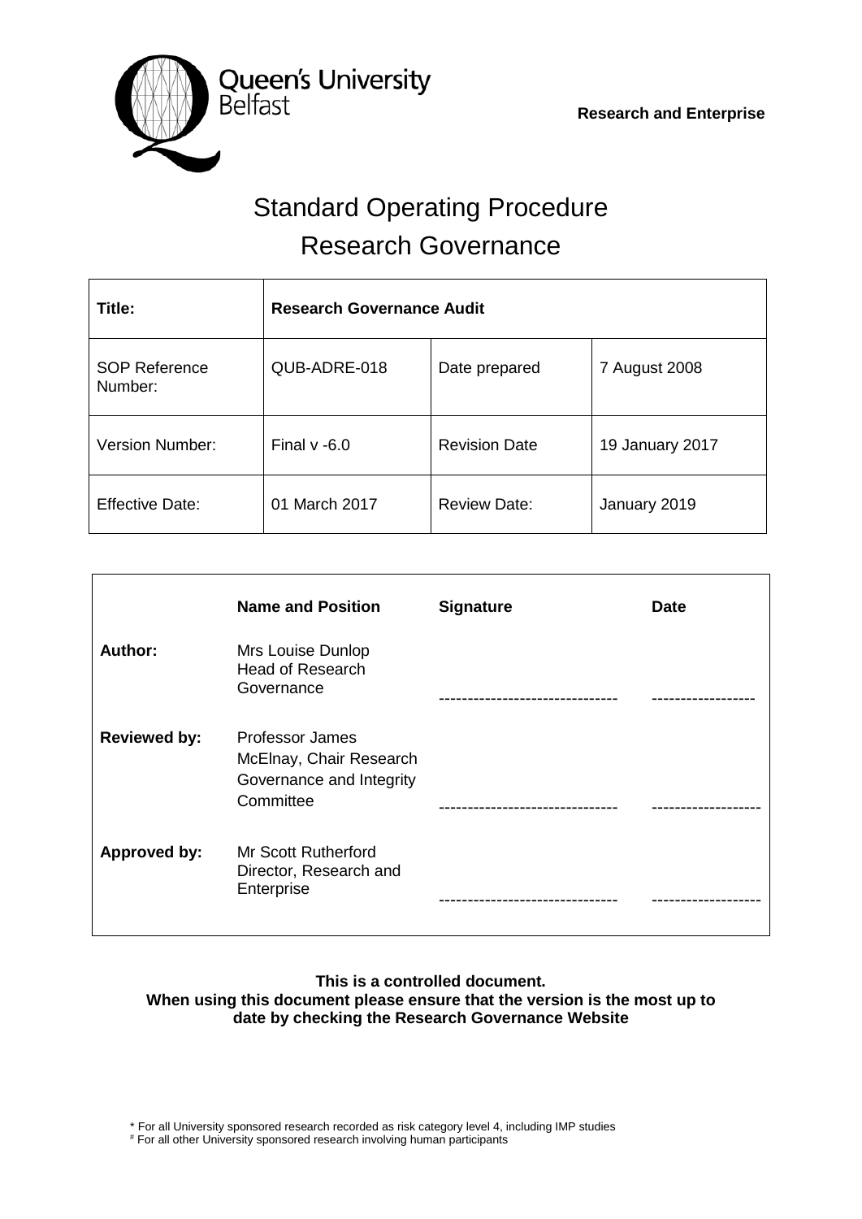Queen's University Belfast

**Research and Enterprise**

# Standard Operating Procedure
# Research Governance

| **Title:** | **Research Governance Audit** | | |
|---|---|---|---|
| SOP Reference Number: | QUB-ADRE-018 | Date prepared | 7 August 2008 |
| Version Number: | Final v -6.0 | Revision Date | 19 January 2017 |
| Effective Date: | 01 March 2017 | Review Date: | January 2019 |

| | **Name and Position** | **Signature** | **Date** |
|---|---|---|---|
| **Author:** | Mrs Louise Dunlop Head of Research Governance | ------------------------------- | ------------------ |
| **Reviewed by:** | Professor James McElnay, Chair Research Governance and Integrity Committee | ------------------------------- | ------------------- |
| **Approved by:** | Mr Scott Rutherford Director, Research and Enterprise | ------------------------------- | ------------------- |

**This is a controlled document.**
**When using this document please ensure that the version is the most up to date by checking the Research Governance Website**

* For all University sponsored research recorded as risk category level 4, including IMP studies
# For all other University sponsored research involving human participants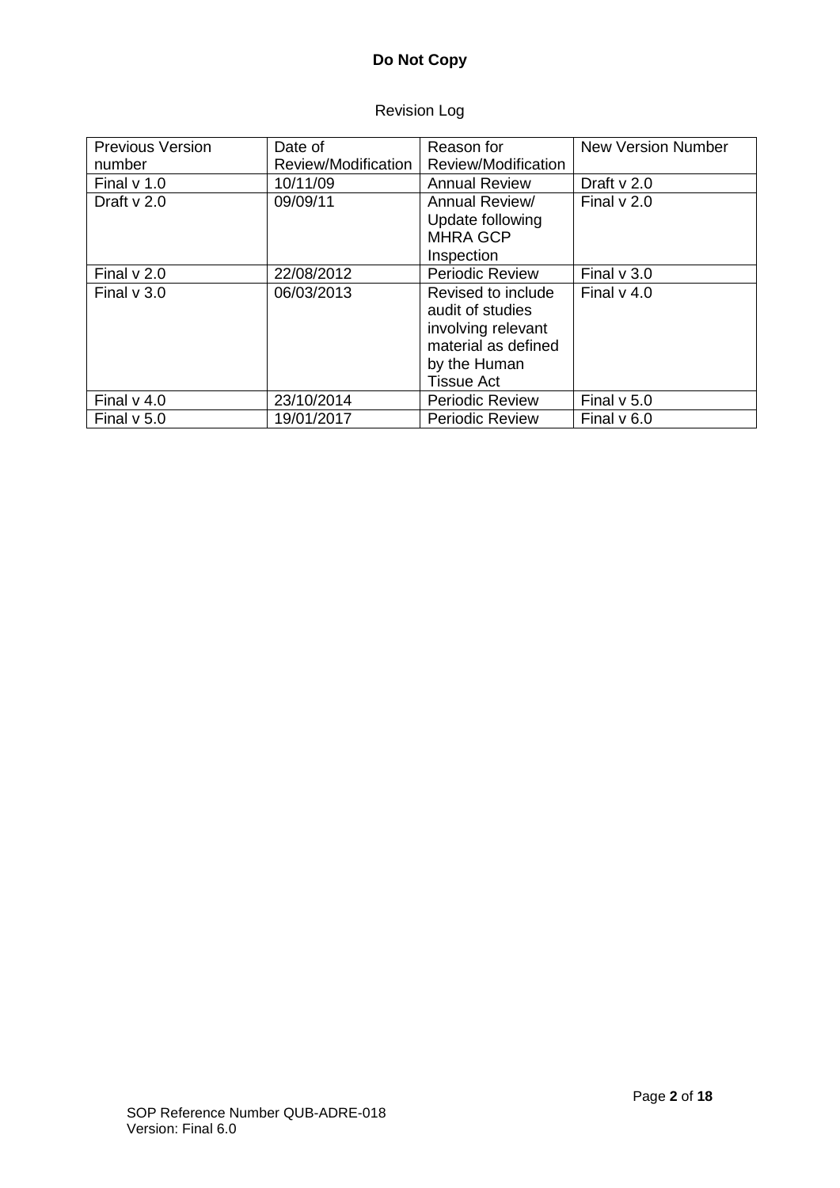**Do Not Copy**

Revision Log

| Previous Version number | Date of Review/Modification | Reason for Review/Modification | New Version Number |
|---|---|---|---|
| Final v 1.0 | 10/11/09 | Annual Review | Draft v 2.0 |
| Draft v 2.0 | 09/09/11 | Annual Review/ Update following MHRA GCP Inspection | Final v 2.0 |
| Final v 2.0 | 22/08/2012 | Periodic Review | Final v 3.0 |
| Final v 3.0 | 06/03/2013 | Revised to include audit of studies involving relevant material as defined by the Human Tissue Act | Final v 4.0 |
| Final v 4.0 | 23/10/2014 | Periodic Review | Final v 5.0 |
| Final v 5.0 | 19/01/2017 | Periodic Review | Final v 6.0 |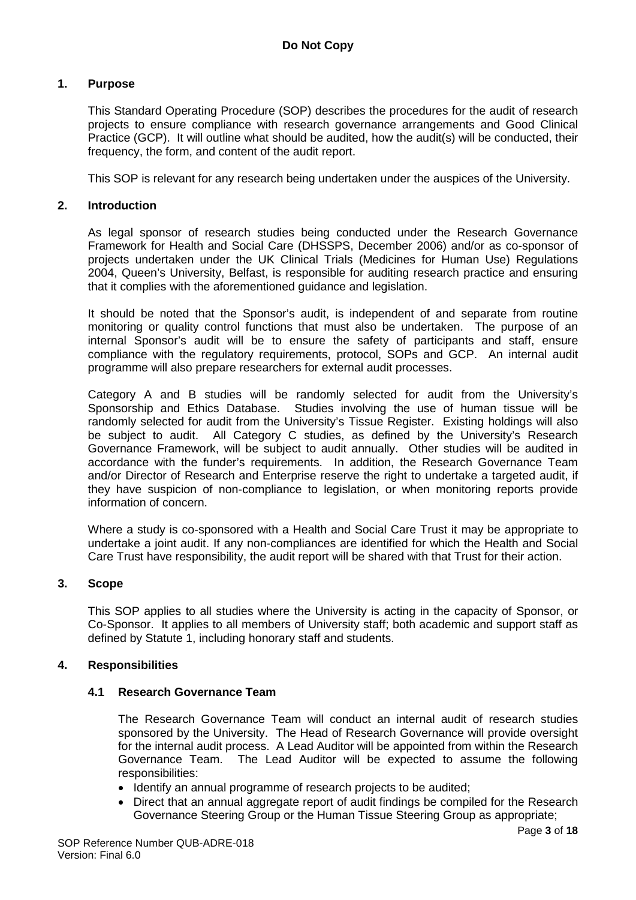**Do Not Copy**

## 1. Purpose

This Standard Operating Procedure (SOP) describes the procedures for the audit of research projects to ensure compliance with research governance arrangements and Good Clinical Practice (GCP). It will outline what should be audited, how the audit(s) will be conducted, their frequency, the form, and content of the audit report.

This SOP is relevant for any research being undertaken under the auspices of the University.

## 2. Introduction

As legal sponsor of research studies being conducted under the Research Governance Framework for Health and Social Care (DHSSPS, December 2006) and/or as co-sponsor of projects undertaken under the UK Clinical Trials (Medicines for Human Use) Regulations 2004, Queen's University, Belfast, is responsible for auditing research practice and ensuring that it complies with the aforementioned guidance and legislation.

It should be noted that the Sponsor's audit, is independent of and separate from routine monitoring or quality control functions that must also be undertaken. The purpose of an internal Sponsor's audit will be to ensure the safety of participants and staff, ensure compliance with the regulatory requirements, protocol, SOPs and GCP. An internal audit programme will also prepare researchers for external audit processes.

Category A and B studies will be randomly selected for audit from the University's Sponsorship and Ethics Database. Studies involving the use of human tissue will be randomly selected for audit from the University's Tissue Register. Existing holdings will also be subject to audit. All Category C studies, as defined by the University's Research Governance Framework, will be subject to audit annually. Other studies will be audited in accordance with the funder's requirements. In addition, the Research Governance Team and/or Director of Research and Enterprise reserve the right to undertake a targeted audit, if they have suspicion of non-compliance to legislation, or when monitoring reports provide information of concern.

Where a study is co-sponsored with a Health and Social Care Trust it may be appropriate to undertake a joint audit. If any non-compliances are identified for which the Health and Social Care Trust have responsibility, the audit report will be shared with that Trust for their action.

## 3. Scope

This SOP applies to all studies where the University is acting in the capacity of Sponsor, or Co-Sponsor. It applies to all members of University staff; both academic and support staff as defined by Statute 1, including honorary staff and students.

## 4. Responsibilities

### 4.1 Research Governance Team

The Research Governance Team will conduct an internal audit of research studies sponsored by the University. The Head of Research Governance will provide oversight for the internal audit process. A Lead Auditor will be appointed from within the Research Governance Team. The Lead Auditor will be expected to assume the following responsibilities:

- Identify an annual programme of research projects to be audited;
- Direct that an annual aggregate report of audit findings be compiled for the Research Governance Steering Group or the Human Tissue Steering Group as appropriate;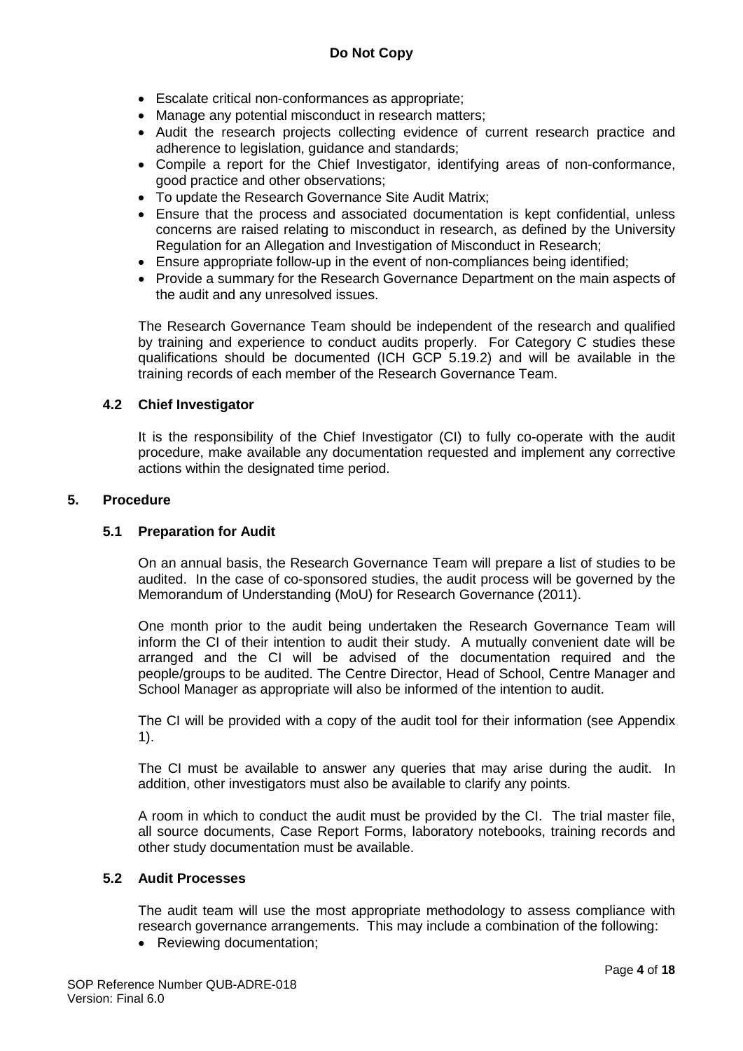- Escalate critical non-conformances as appropriate;
- Manage any potential misconduct in research matters;
- Audit the research projects collecting evidence of current research practice and adherence to legislation, guidance and standards;
- Compile a report for the Chief Investigator, identifying areas of non-conformance, good practice and other observations;
- To update the Research Governance Site Audit Matrix;
- Ensure that the process and associated documentation is kept confidential, unless concerns are raised relating to misconduct in research, as defined by the University Regulation for an Allegation and Investigation of Misconduct in Research;
- Ensure appropriate follow-up in the event of non-compliances being identified;
- Provide a summary for the Research Governance Department on the main aspects of the audit and any unresolved issues.

The Research Governance Team should be independent of the research and qualified by training and experience to conduct audits properly. For Category C studies these qualifications should be documented (ICH GCP 5.19.2) and will be available in the training records of each member of the Research Governance Team.

### 4.2 Chief Investigator

It is the responsibility of the Chief Investigator (CI) to fully co-operate with the audit procedure, make available any documentation requested and implement any corrective actions within the designated time period.

## 5. Procedure

### 5.1 Preparation for Audit

On an annual basis, the Research Governance Team will prepare a list of studies to be audited. In the case of co-sponsored studies, the audit process will be governed by the Memorandum of Understanding (MoU) for Research Governance (2011).

One month prior to the audit being undertaken the Research Governance Team will inform the CI of their intention to audit their study. A mutually convenient date will be arranged and the CI will be advised of the documentation required and the people/groups to be audited. The Centre Director, Head of School, Centre Manager and School Manager as appropriate will also be informed of the intention to audit.

The CI will be provided with a copy of the audit tool for their information (see Appendix 1).

The CI must be available to answer any queries that may arise during the audit. In addition, other investigators must also be available to clarify any points.

A room in which to conduct the audit must be provided by the CI. The trial master file, all source documents, Case Report Forms, laboratory notebooks, training records and other study documentation must be available.

### 5.2 Audit Processes

The audit team will use the most appropriate methodology to assess compliance with research governance arrangements. This may include a combination of the following:

- Reviewing documentation;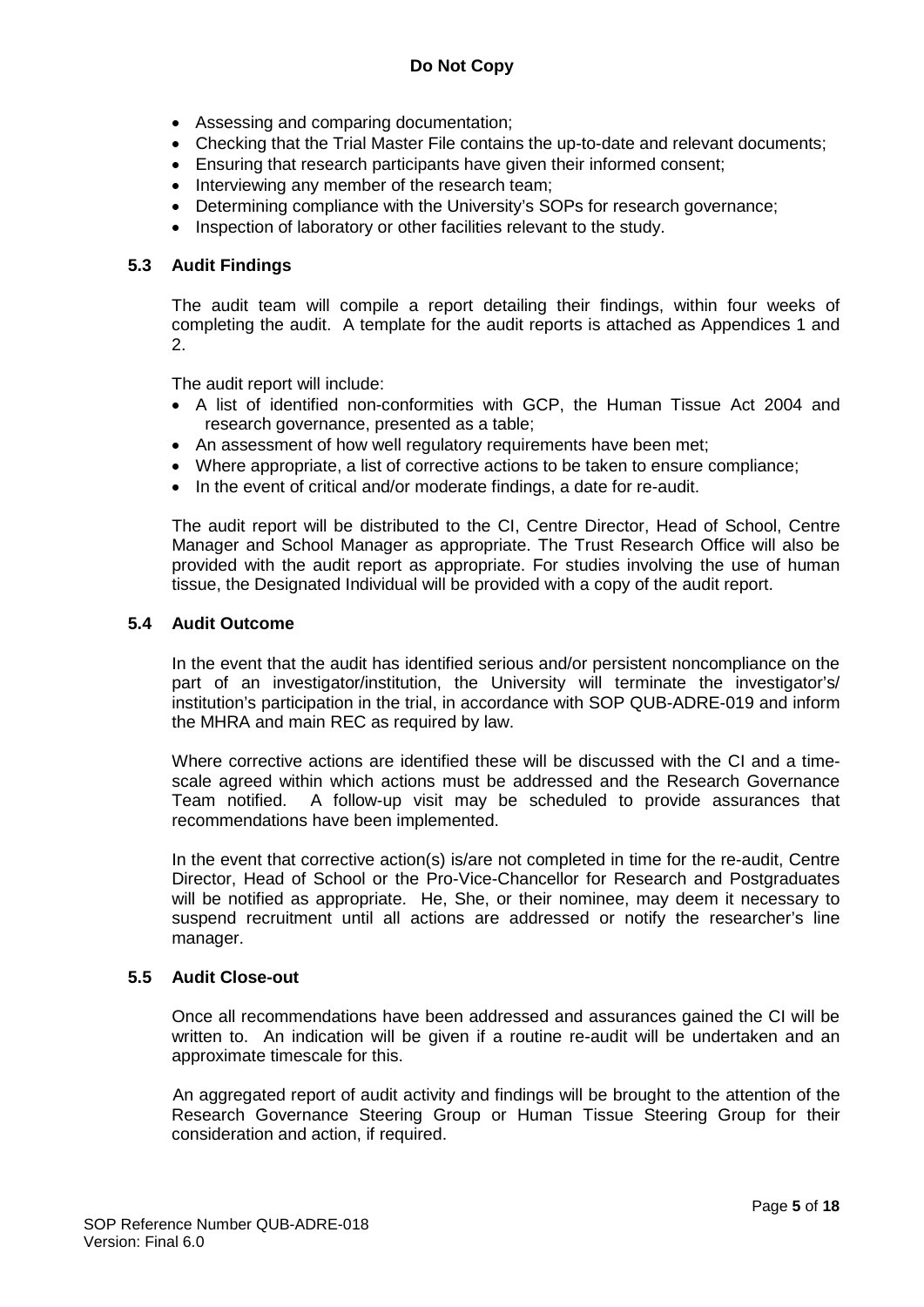- Assessing and comparing documentation;
- Checking that the Trial Master File contains the up-to-date and relevant documents;
- Ensuring that research participants have given their informed consent;
- Interviewing any member of the research team;
- Determining compliance with the University's SOPs for research governance;
- Inspection of laboratory or other facilities relevant to the study.

### 5.3 Audit Findings

The audit team will compile a report detailing their findings, within four weeks of completing the audit. A template for the audit reports is attached as Appendices 1 and 2.

The audit report will include:

- A list of identified non-conformities with GCP, the Human Tissue Act 2004 and research governance, presented as a table;
- An assessment of how well regulatory requirements have been met;
- Where appropriate, a list of corrective actions to be taken to ensure compliance;
- In the event of critical and/or moderate findings, a date for re-audit.

The audit report will be distributed to the CI, Centre Director, Head of School, Centre Manager and School Manager as appropriate. The Trust Research Office will also be provided with the audit report as appropriate. For studies involving the use of human tissue, the Designated Individual will be provided with a copy of the audit report.

### 5.4 Audit Outcome

In the event that the audit has identified serious and/or persistent noncompliance on the part of an investigator/institution, the University will terminate the investigator's/ institution's participation in the trial, in accordance with SOP QUB-ADRE-019 and inform the MHRA and main REC as required by law.

Where corrective actions are identified these will be discussed with the CI and a time-scale agreed within which actions must be addressed and the Research Governance Team notified. A follow-up visit may be scheduled to provide assurances that recommendations have been implemented.

In the event that corrective action(s) is/are not completed in time for the re-audit, Centre Director, Head of School or the Pro-Vice-Chancellor for Research and Postgraduates will be notified as appropriate. He, She, or their nominee, may deem it necessary to suspend recruitment until all actions are addressed or notify the researcher's line manager.

### 5.5 Audit Close-out

Once all recommendations have been addressed and assurances gained the CI will be written to. An indication will be given if a routine re-audit will be undertaken and an approximate timescale for this.

An aggregated report of audit activity and findings will be brought to the attention of the Research Governance Steering Group or Human Tissue Steering Group for their consideration and action, if required.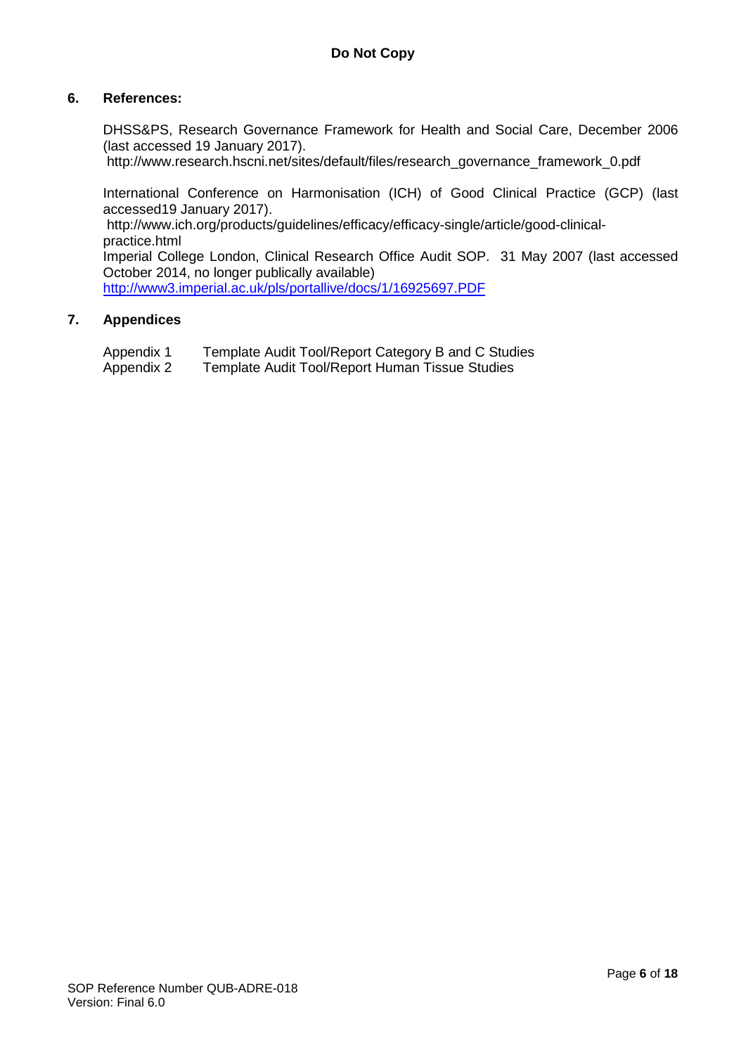## 6. References:

DHSS&PS, Research Governance Framework for Health and Social Care, December 2006 (last accessed 19 January 2017).
http://www.research.hscni.net/sites/default/files/research_governance_framework_0.pdf

International Conference on Harmonisation (ICH) of Good Clinical Practice (GCP) (last accessed19 January 2017).
http://www.ich.org/products/guidelines/efficacy/efficacy-single/article/good-clinical-practice.html
Imperial College London, Clinical Research Office Audit SOP. 31 May 2007 (last accessed October 2014, no longer publically available)
http://www3.imperial.ac.uk/pls/portallive/docs/1/16925697.PDF

## 7. Appendices

Appendix 1 Template Audit Tool/Report Category B and C Studies
Appendix 2 Template Audit Tool/Report Human Tissue Studies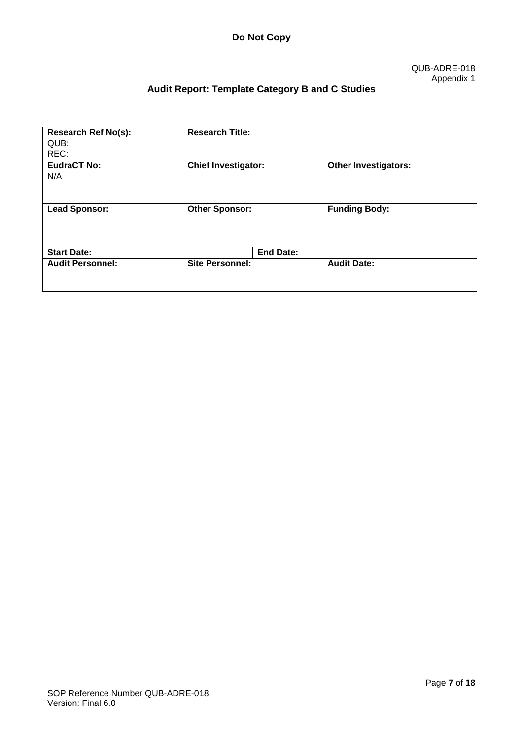**Do Not Copy**

QUB-ADRE-018
Appendix 1

## Audit Report: Template Category B and C Studies

| **Research Ref No(s):**<br>QUB:<br>REC: | **Research Title:** | | |
|---|---|---|---|
| **EudraCT No:**<br>N/A | **Chief Investigator:** | | **Other Investigators:** |
| **Lead Sponsor:** | **Other Sponsor:** | | **Funding Body:** |
| **Start Date:** | | **End Date:** | |
| **Audit Personnel:** | **Site Personnel:** | | **Audit Date:** |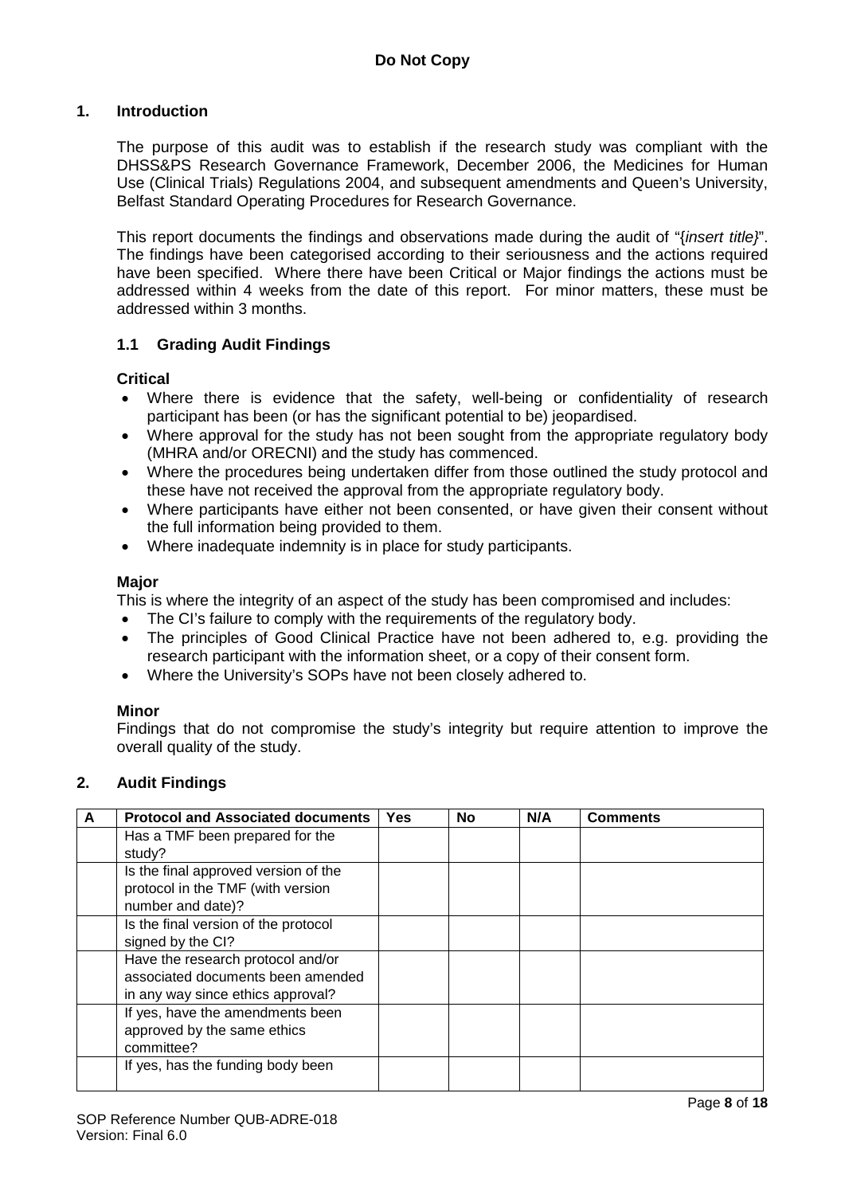**Do Not Copy**

## 1. Introduction

The purpose of this audit was to establish if the research study was compliant with the DHSS&PS Research Governance Framework, December 2006, the Medicines for Human Use (Clinical Trials) Regulations 2004, and subsequent amendments and Queen's University, Belfast Standard Operating Procedures for Research Governance.

This report documents the findings and observations made during the audit of "{*insert title}*". The findings have been categorised according to their seriousness and the actions required have been specified. Where there have been Critical or Major findings the actions must be addressed within 4 weeks from the date of this report. For minor matters, these must be addressed within 3 months.

### 1.1 Grading Audit Findings

**Critical**

- Where there is evidence that the safety, well-being or confidentiality of research participant has been (or has the significant potential to be) jeopardised.
- Where approval for the study has not been sought from the appropriate regulatory body (MHRA and/or ORECNI) and the study has commenced.
- Where the procedures being undertaken differ from those outlined the study protocol and these have not received the approval from the appropriate regulatory body.
- Where participants have either not been consented, or have given their consent without the full information being provided to them.
- Where inadequate indemnity is in place for study participants.

**Major**

This is where the integrity of an aspect of the study has been compromised and includes:

- The CI's failure to comply with the requirements of the regulatory body.
- The principles of Good Clinical Practice have not been adhered to, e.g. providing the research participant with the information sheet, or a copy of their consent form.
- Where the University's SOPs have not been closely adhered to.

**Minor**

Findings that do not compromise the study's integrity but require attention to improve the overall quality of the study.

## 2. Audit Findings

| A | Protocol and Associated documents | Yes | No | N/A | Comments |
|---|---|---|---|---|---|
| | Has a TMF been prepared for the study? | | | | |
| | Is the final approved version of the protocol in the TMF (with version number and date)? | | | | |
| | Is the final version of the protocol signed by the CI? | | | | |
| | Have the research protocol and/or associated documents been amended in any way since ethics approval? | | | | |
| | If yes, have the amendments been approved by the same ethics committee? | | | | |
| | If yes, has the funding body been | | | | |

SOP Reference Number QUB-ADRE-018
Version: Final 6.0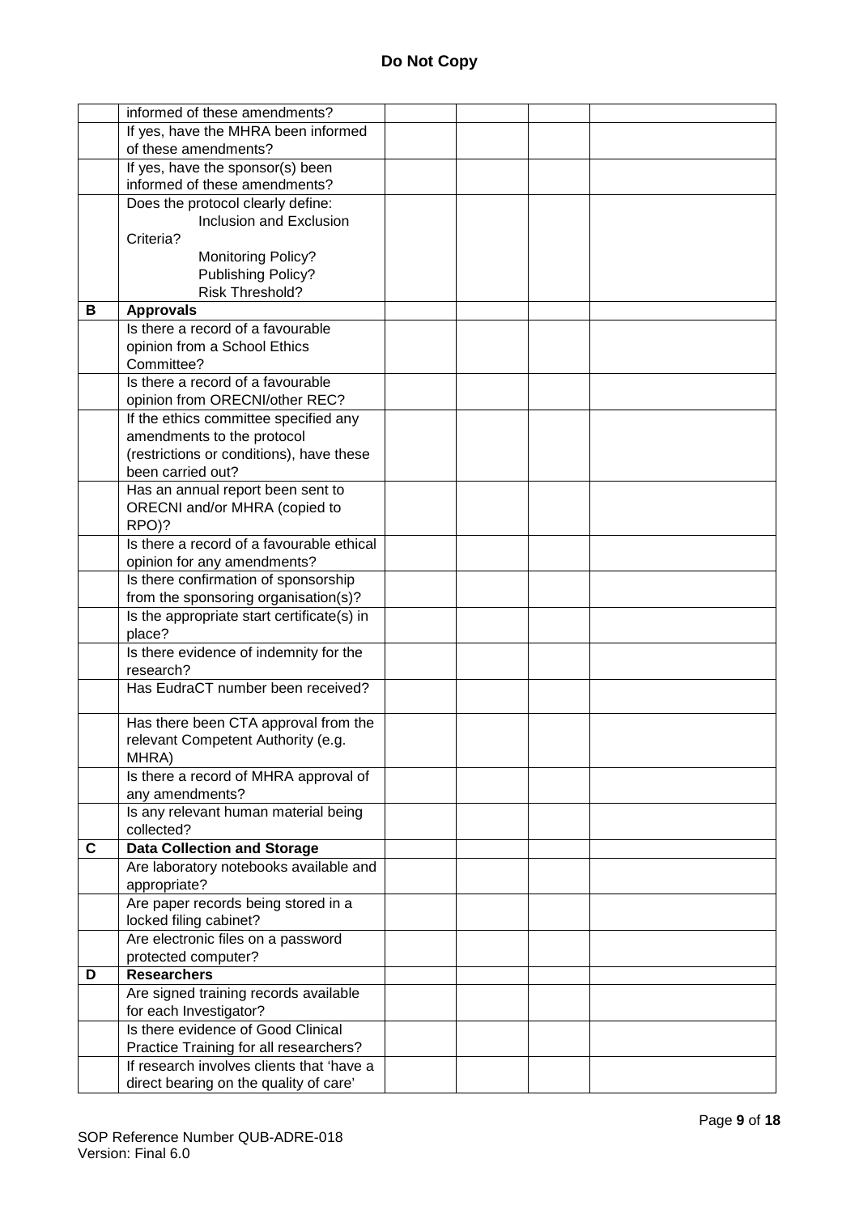**Do Not Copy**

| | | | | | |
|---|---|---|---|---|---|
| | informed of these amendments? | | | | |
| | If yes, have the MHRA been informed of these amendments? | | | | |
| | If yes, have the sponsor(s) been informed of these amendments? | | | | |
| | Does the protocol clearly define:<br>Inclusion and Exclusion Criteria?<br>Monitoring Policy?<br>Publishing Policy?<br>Risk Threshold? | | | | |
| **B** | **Approvals** | | | | |
| | Is there a record of a favourable opinion from a School Ethics Committee? | | | | |
| | Is there a record of a favourable opinion from ORECNI/other REC? | | | | |
| | If the ethics committee specified any amendments to the protocol (restrictions or conditions), have these been carried out? | | | | |
| | Has an annual report been sent to ORECNI and/or MHRA (copied to RPO)? | | | | |
| | Is there a record of a favourable ethical opinion for any amendments? | | | | |
| | Is there confirmation of sponsorship from the sponsoring organisation(s)? | | | | |
| | Is the appropriate start certificate(s) in place? | | | | |
| | Is there evidence of indemnity for the research? | | | | |
| | Has EudraCT number been received? | | | | |
| | Has there been CTA approval from the relevant Competent Authority (e.g. MHRA) | | | | |
| | Is there a record of MHRA approval of any amendments? | | | | |
| | Is any relevant human material being collected? | | | | |
| **C** | **Data Collection and Storage** | | | | |
| | Are laboratory notebooks available and appropriate? | | | | |
| | Are paper records being stored in a locked filing cabinet? | | | | |
| | Are electronic files on a password protected computer? | | | | |
| **D** | **Researchers** | | | | |
| | Are signed training records available for each Investigator? | | | | |
| | Is there evidence of Good Clinical Practice Training for all researchers? | | | | |
| | If research involves clients that 'have a direct bearing on the quality of care' | | | | |

SOP Reference Number QUB-ADRE-018
Version: Final 6.0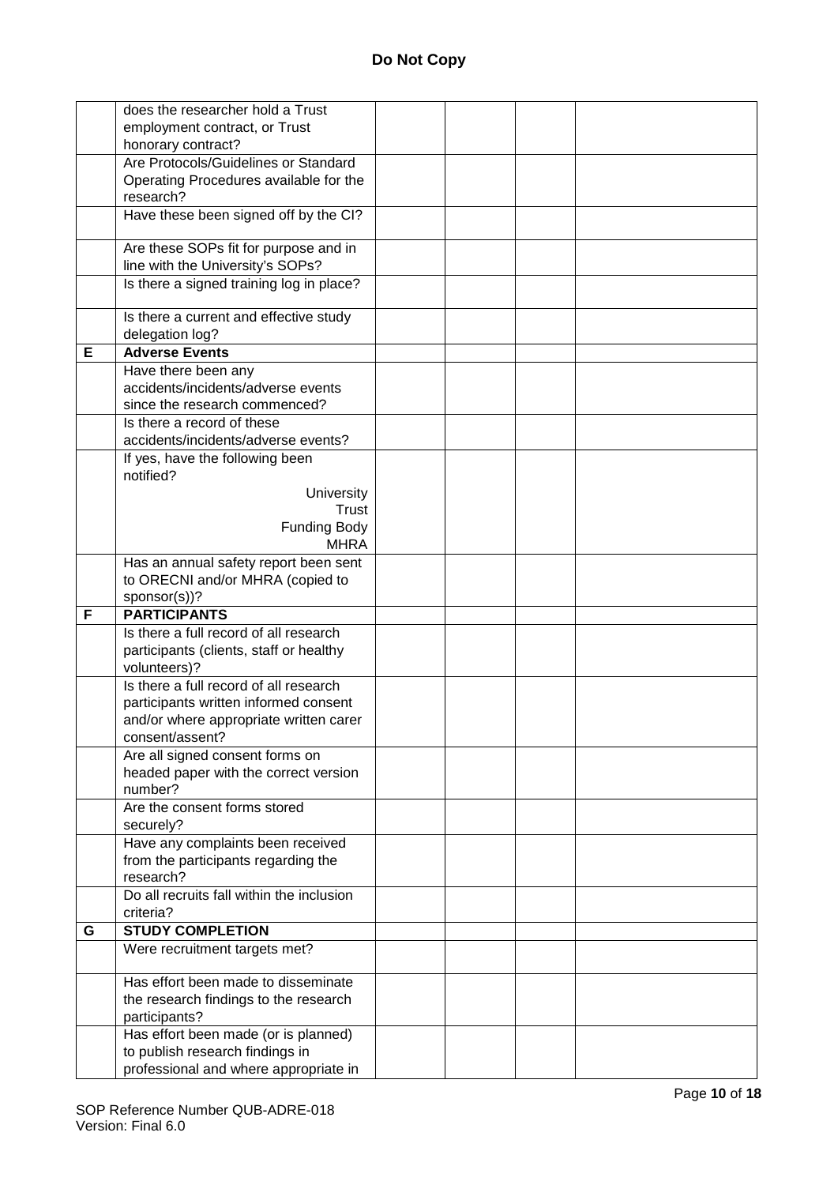**Do Not Copy**

| | | | | | |
|---|---|---|---|---|---|
| | does the researcher hold a Trust employment contract, or Trust honorary contract? | | | | |
| | Are Protocols/Guidelines or Standard Operating Procedures available for the research? | | | | |
| | Have these been signed off by the CI? | | | | |
| | Are these SOPs fit for purpose and in line with the University's SOPs? | | | | |
| | Is there a signed training log in place? | | | | |
| | Is there a current and effective study delegation log? | | | | |
| **E** | **Adverse Events** | | | | |
| | Have there been any accidents/incidents/adverse events since the research commenced? | | | | |
| | Is there a record of these accidents/incidents/adverse events? | | | | |
| | If yes, have the following been notified? University Trust Funding Body MHRA | | | | |
| | Has an annual safety report been sent to ORECNI and/or MHRA (copied to sponsor(s))? | | | | |
| **F** | **PARTICIPANTS** | | | | |
| | Is there a full record of all research participants (clients, staff or healthy volunteers)? | | | | |
| | Is there a full record of all research participants written informed consent and/or where appropriate written carer consent/assent? | | | | |
| | Are all signed consent forms on headed paper with the correct version number? | | | | |
| | Are the consent forms stored securely? | | | | |
| | Have any complaints been received from the participants regarding the research? | | | | |
| | Do all recruits fall within the inclusion criteria? | | | | |
| **G** | **STUDY COMPLETION** | | | | |
| | Were recruitment targets met? | | | | |
| | Has effort been made to disseminate the research findings to the research participants? | | | | |
| | Has effort been made (or is planned) to publish research findings in professional and where appropriate in | | | | |

SOP Reference Number QUB-ADRE-018
Version: Final 6.0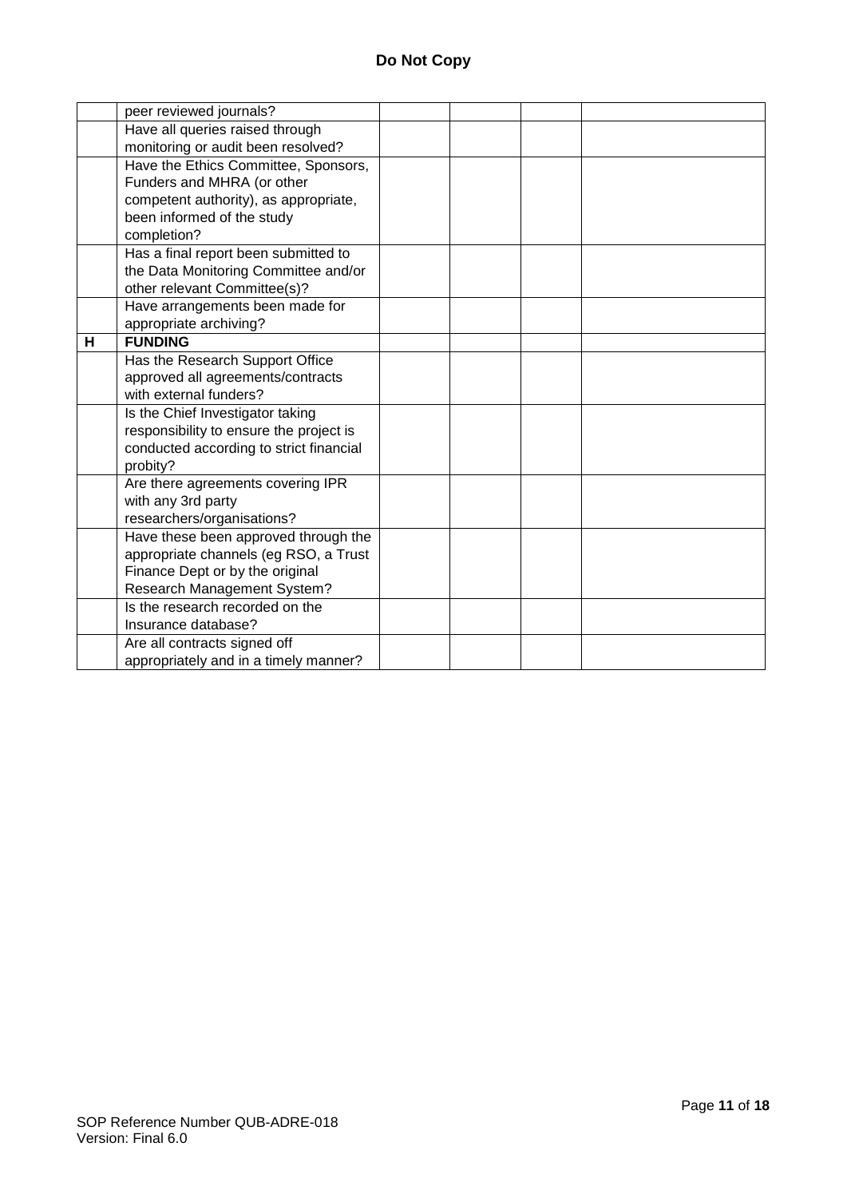**Do Not Copy**

| | | | | | |
|---|---|---|---|---|---|
| | peer reviewed journals? | | | | |
| | Have all queries raised through monitoring or audit been resolved? | | | | |
| | Have the Ethics Committee, Sponsors, Funders and MHRA (or other competent authority), as appropriate, been informed of the study completion? | | | | |
| | Has a final report been submitted to the Data Monitoring Committee and/or other relevant Committee(s)? | | | | |
| | Have arrangements been made for appropriate archiving? | | | | |
| **H** | **FUNDING** | | | | |
| | Has the Research Support Office approved all agreements/contracts with external funders? | | | | |
| | Is the Chief Investigator taking responsibility to ensure the project is conducted according to strict financial probity? | | | | |
| | Are there agreements covering IPR with any 3rd party researchers/organisations? | | | | |
| | Have these been approved through the appropriate channels (eg RSO, a Trust Finance Dept or by the original Research Management System? | | | | |
| | Is the research recorded on the Insurance database? | | | | |
| | Are all contracts signed off appropriately and in a timely manner? | | | | |

SOP Reference Number QUB-ADRE-018
Version: Final 6.0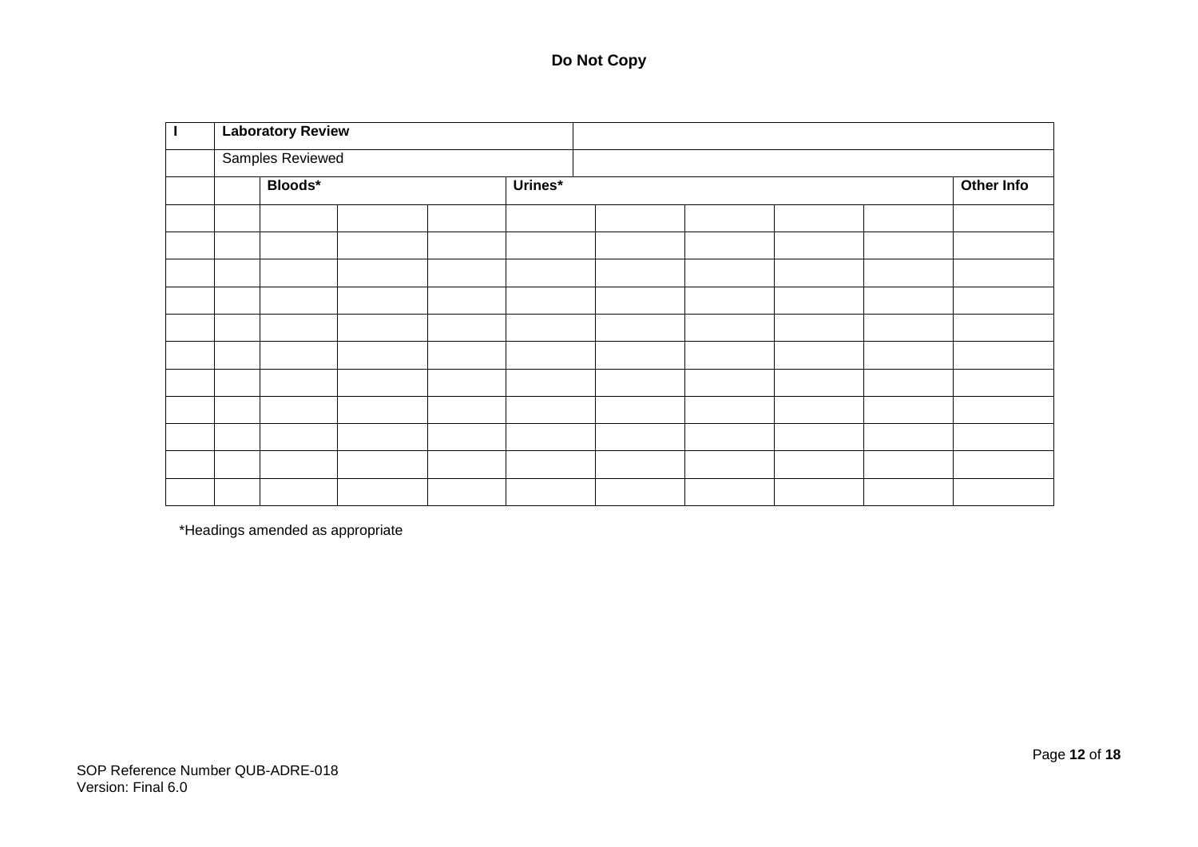**Do Not Copy**

| I | Laboratory Review | | | | | | | | | |
|---|---|---|---|---|---|---|---|---|---|---|
| | Samples Reviewed | | | | | | | | | |
| | | **Bloods*** | | | **Urines*** | | | | | **Other Info** |
| | | | | | | | | | | |
| | | | | | | | | | | |
| | | | | | | | | | | |
| | | | | | | | | | | |
| | | | | | | | | | | |
| | | | | | | | | | | |
| | | | | | | | | | | |
| | | | | | | | | | | |
| | | | | | | | | | | |
| | | | | | | | | | | |
| | | | | | | | | | | |

*Headings amended as appropriate

SOP Reference Number QUB-ADRE-018
Version: Final 6.0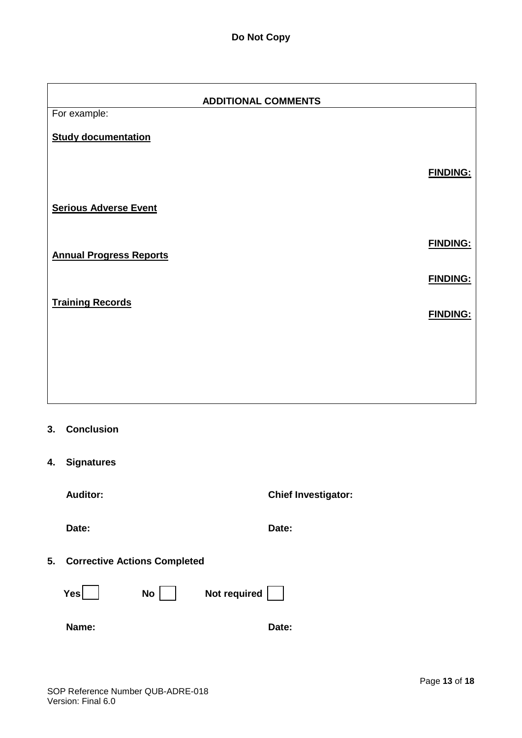**Do Not Copy**

| ADDITIONAL COMMENTS |
|---|
| For example:<br><br>**Study documentation**<br><br>**FINDING:**<br><br>**Serious Adverse Event**<br><br>**FINDING:**<br><br>**Annual Progress Reports**<br><br>**FINDING:**<br><br>**Training Records**<br><br>**FINDING:** |

## 3. Conclusion

## 4. Signatures

**Auditor:** **Chief Investigator:**

**Date:** **Date:**

## 5. Corrective Actions Completed

**Yes** ☐ **No** ☐ **Not required** ☐

**Name:** **Date:**

SOP Reference Number QUB-ADRE-018
Version: Final 6.0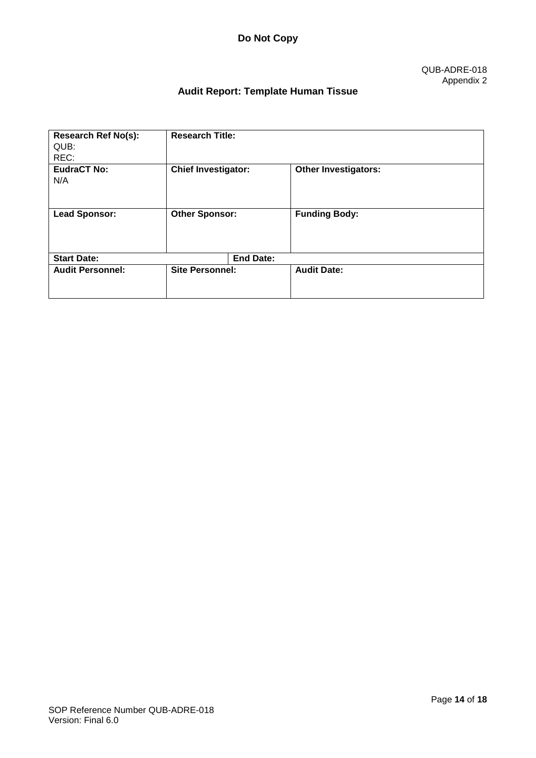**Do Not Copy**

QUB-ADRE-018
Appendix 2

## Audit Report: Template Human Tissue

| **Research Ref No(s):** QUB: REC: | **Research Title:** | | |
|---|---|---|---|
| **EudraCT No:** N/A | **Chief Investigator:** | | **Other Investigators:** |
| **Lead Sponsor:** | **Other Sponsor:** | | **Funding Body:** |
| **Start Date:** | | **End Date:** | |
| **Audit Personnel:** | **Site Personnel:** | | **Audit Date:** |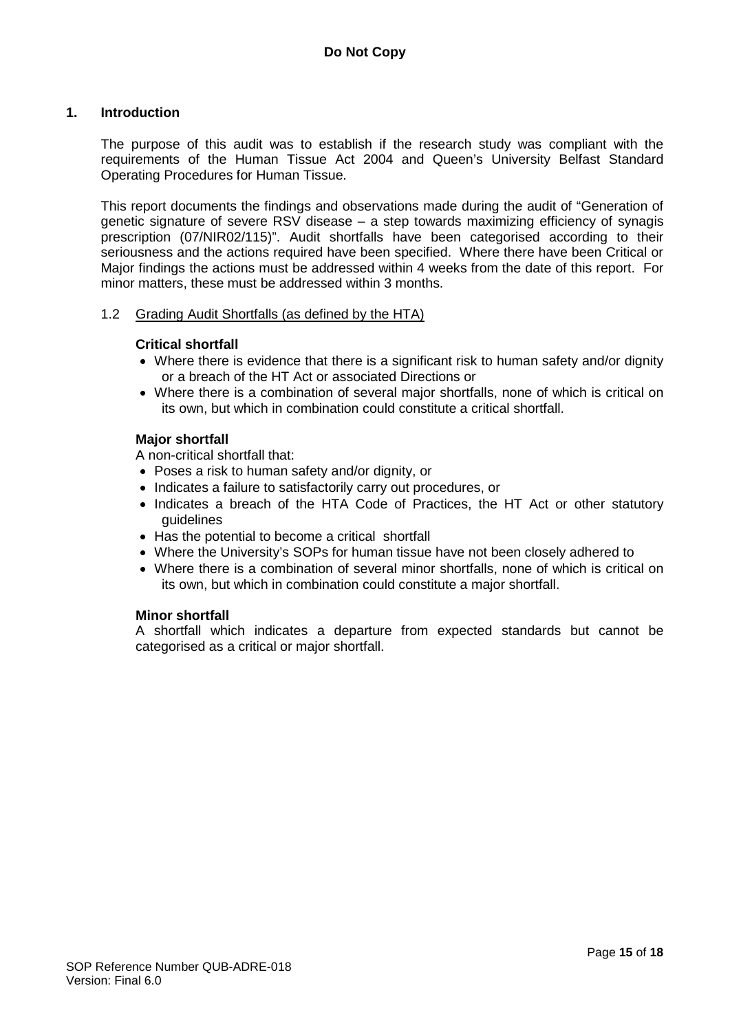**Do Not Copy**

## 1. Introduction

The purpose of this audit was to establish if the research study was compliant with the requirements of the Human Tissue Act 2004 and Queen's University Belfast Standard Operating Procedures for Human Tissue.

This report documents the findings and observations made during the audit of "Generation of genetic signature of severe RSV disease – a step towards maximizing efficiency of synagis prescription (07/NIR02/115)". Audit shortfalls have been categorised according to their seriousness and the actions required have been specified. Where there have been Critical or Major findings the actions must be addressed within 4 weeks from the date of this report. For minor matters, these must be addressed within 3 months.

### 1.2 Grading Audit Shortfalls (as defined by the HTA)

**Critical shortfall**

- Where there is evidence that there is a significant risk to human safety and/or dignity or a breach of the HT Act or associated Directions or
- Where there is a combination of several major shortfalls, none of which is critical on its own, but which in combination could constitute a critical shortfall.

**Major shortfall**

A non-critical shortfall that:

- Poses a risk to human safety and/or dignity, or
- Indicates a failure to satisfactorily carry out procedures, or
- Indicates a breach of the HTA Code of Practices, the HT Act or other statutory guidelines
- Has the potential to become a critical shortfall
- Where the University's SOPs for human tissue have not been closely adhered to
- Where there is a combination of several minor shortfalls, none of which is critical on its own, but which in combination could constitute a major shortfall.

**Minor shortfall**

A shortfall which indicates a departure from expected standards but cannot be categorised as a critical or major shortfall.

SOP Reference Number QUB-ADRE-018
Version: Final 6.0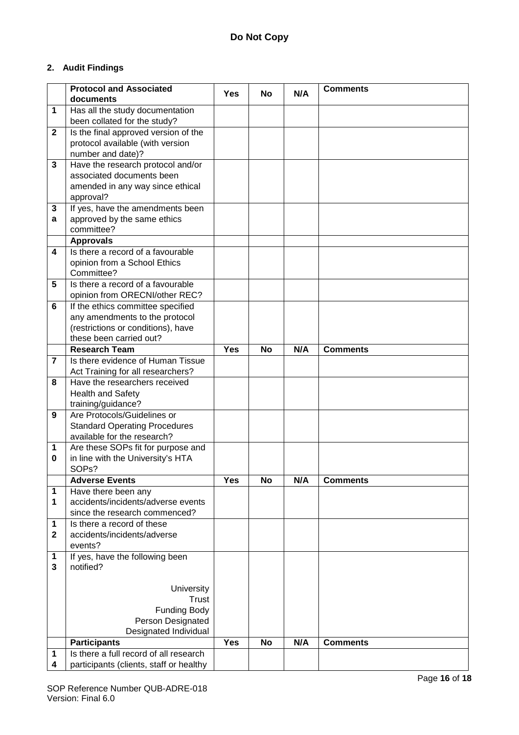**Do Not Copy**

## 2. Audit Findings

| | Protocol and Associated documents | Yes | No | N/A | Comments |
|---|---|---|---|---|---|
| 1 | Has all the study documentation been collated for the study? | | | | |
| 2 | Is the final approved version of the protocol available (with version number and date)? | | | | |
| 3 | Have the research protocol and/or associated documents been amended in any way since ethical approval? | | | | |
| 3a | If yes, have the amendments been approved by the same ethics committee? | | | | |
| | **Approvals** | | | | |
| 4 | Is there a record of a favourable opinion from a School Ethics Committee? | | | | |
| 5 | Is there a record of a favourable opinion from ORECNI/other REC? | | | | |
| 6 | If the ethics committee specified any amendments to the protocol (restrictions or conditions), have these been carried out? | | | | |
| | **Research Team** | **Yes** | **No** | **N/A** | **Comments** |
| 7 | Is there evidence of Human Tissue Act Training for all researchers? | | | | |
| 8 | Have the researchers received Health and Safety training/guidance? | | | | |
| 9 | Are Protocols/Guidelines or Standard Operating Procedures available for the research? | | | | |
| 10 | Are these SOPs fit for purpose and in line with the University's HTA SOPs? | | | | |
| | **Adverse Events** | **Yes** | **No** | **N/A** | **Comments** |
| 11 | Have there been any accidents/incidents/adverse events since the research commenced? | | | | |
| 12 | Is there a record of these accidents/incidents/adverse events? | | | | |
| 13 | If yes, have the following been notified?<br><br>University<br>Trust<br>Funding Body<br>Person Designated<br>Designated Individual | | | | |
| | **Participants** | **Yes** | **No** | **N/A** | **Comments** |
| 14 | Is there a full record of all research participants (clients, staff or healthy | | | | |

SOP Reference Number QUB-ADRE-018
Version: Final 6.0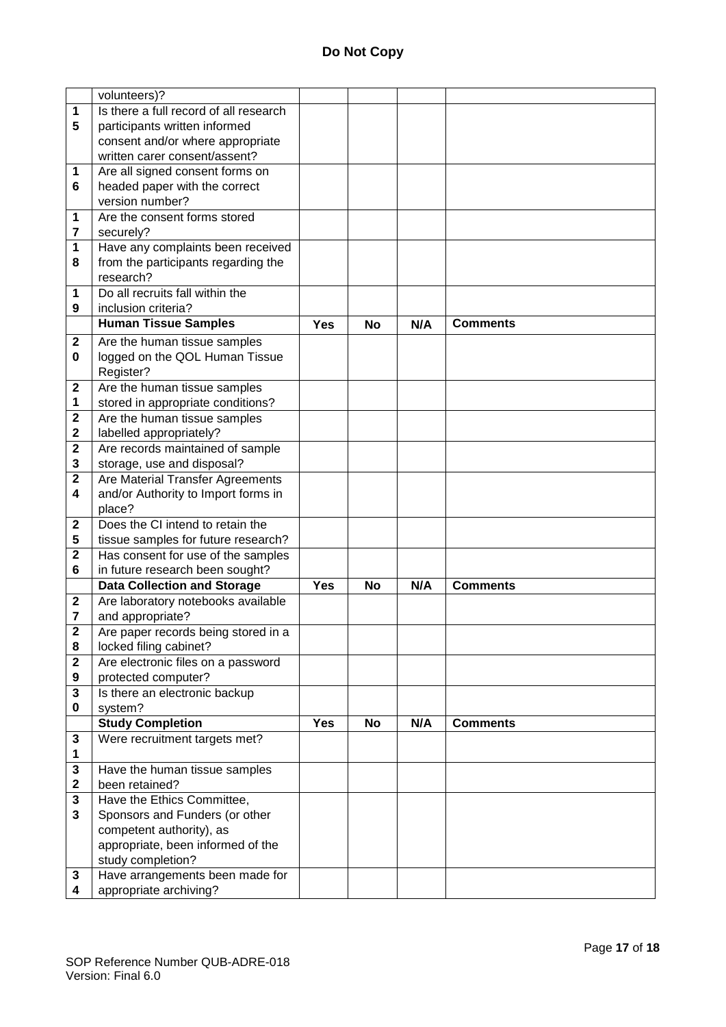**Do Not Copy**

| | volunteers)? | | | | |
|---|---|---|---|---|---|
| 15 | Is there a full record of all research participants written informed consent and/or where appropriate written carer consent/assent? | | | | |
| 16 | Are all signed consent forms on headed paper with the correct version number? | | | | |
| 17 | Are the consent forms stored securely? | | | | |
| 18 | Have any complaints been received from the participants regarding the research? | | | | |
| 19 | Do all recruits fall within the inclusion criteria? | | | | |
| | **Human Tissue Samples** | **Yes** | **No** | **N/A** | **Comments** |
| 20 | Are the human tissue samples logged on the QOL Human Tissue Register? | | | | |
| 21 | Are the human tissue samples stored in appropriate conditions? | | | | |
| 22 | Are the human tissue samples labelled appropriately? | | | | |
| 23 | Are records maintained of sample storage, use and disposal? | | | | |
| 24 | Are Material Transfer Agreements and/or Authority to Import forms in place? | | | | |
| 25 | Does the CI intend to retain the tissue samples for future research? | | | | |
| 26 | Has consent for use of the samples in future research been sought? | | | | |
| | **Data Collection and Storage** | **Yes** | **No** | **N/A** | **Comments** |
| 27 | Are laboratory notebooks available and appropriate? | | | | |
| 28 | Are paper records being stored in a locked filing cabinet? | | | | |
| 29 | Are electronic files on a password protected computer? | | | | |
| 30 | Is there an electronic backup system? | | | | |
| | **Study Completion** | **Yes** | **No** | **N/A** | **Comments** |
| 31 | Were recruitment targets met? | | | | |
| 32 | Have the human tissue samples been retained? | | | | |
| 33 | Have the Ethics Committee, Sponsors and Funders (or other competent authority), as appropriate, been informed of the study completion? | | | | |
| 34 | Have arrangements been made for appropriate archiving? | | | | |

SOP Reference Number QUB-ADRE-018
Version: Final 6.0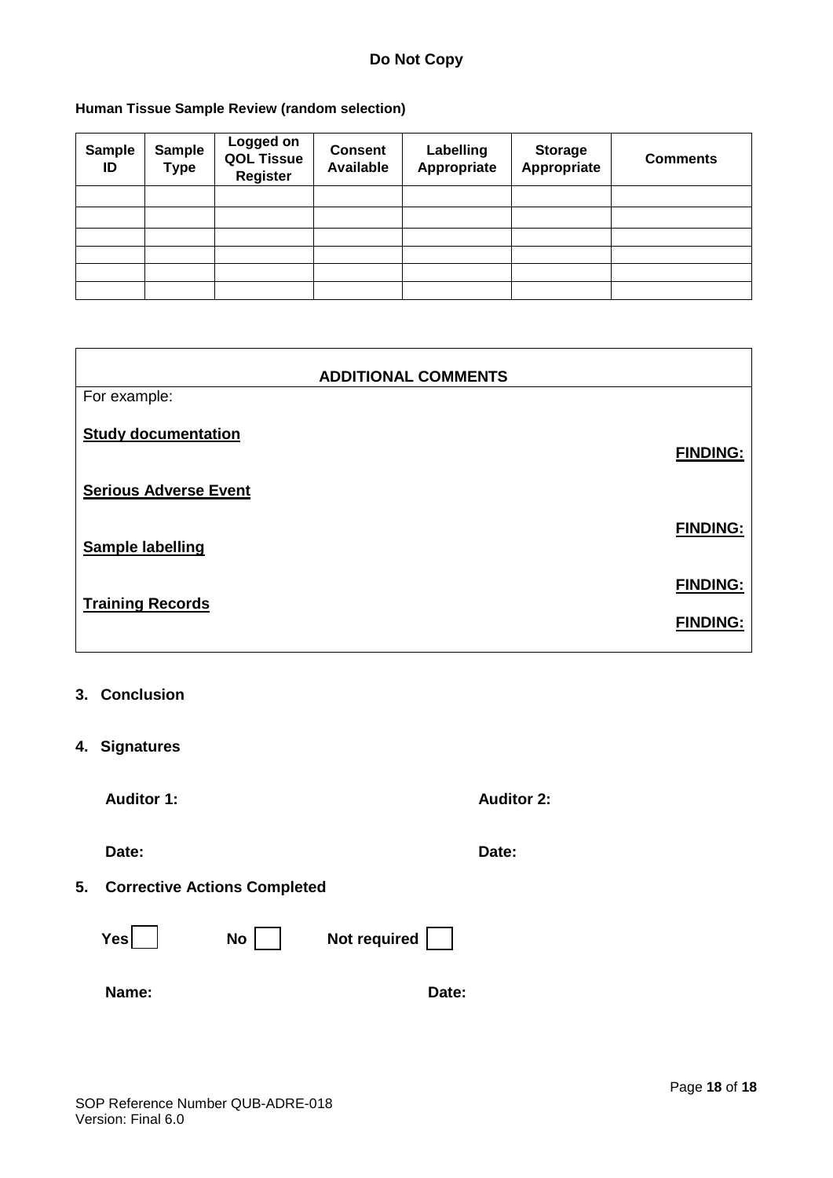**Do Not Copy**

**Human Tissue Sample Review (random selection)**

| Sample ID | Sample Type | Logged on QOL Tissue Register | Consent Available | Labelling Appropriate | Storage Appropriate | Comments |
|---|---|---|---|---|---|---|
| | | | | | | |
| | | | | | | |
| | | | | | | |
| | | | | | | |
| | | | | | | |
| | | | | | | |

**ADDITIONAL COMMENTS**

For example:

**Study documentation**

**FINDING:**

**Serious Adverse Event**

**FINDING:**

**Sample labelling**

**FINDING:**

**Training Records**

**FINDING:**

## 3. Conclusion

## 4. Signatures

**Auditor 1:** | **Auditor 2:**

**Date:** | **Date:**

## 5. Corrective Actions Completed

**Yes** ☐ **No** ☐ **Not required** ☐

**Name:** | **Date:**

SOP Reference Number QUB-ADRE-018
Version: Final 6.0